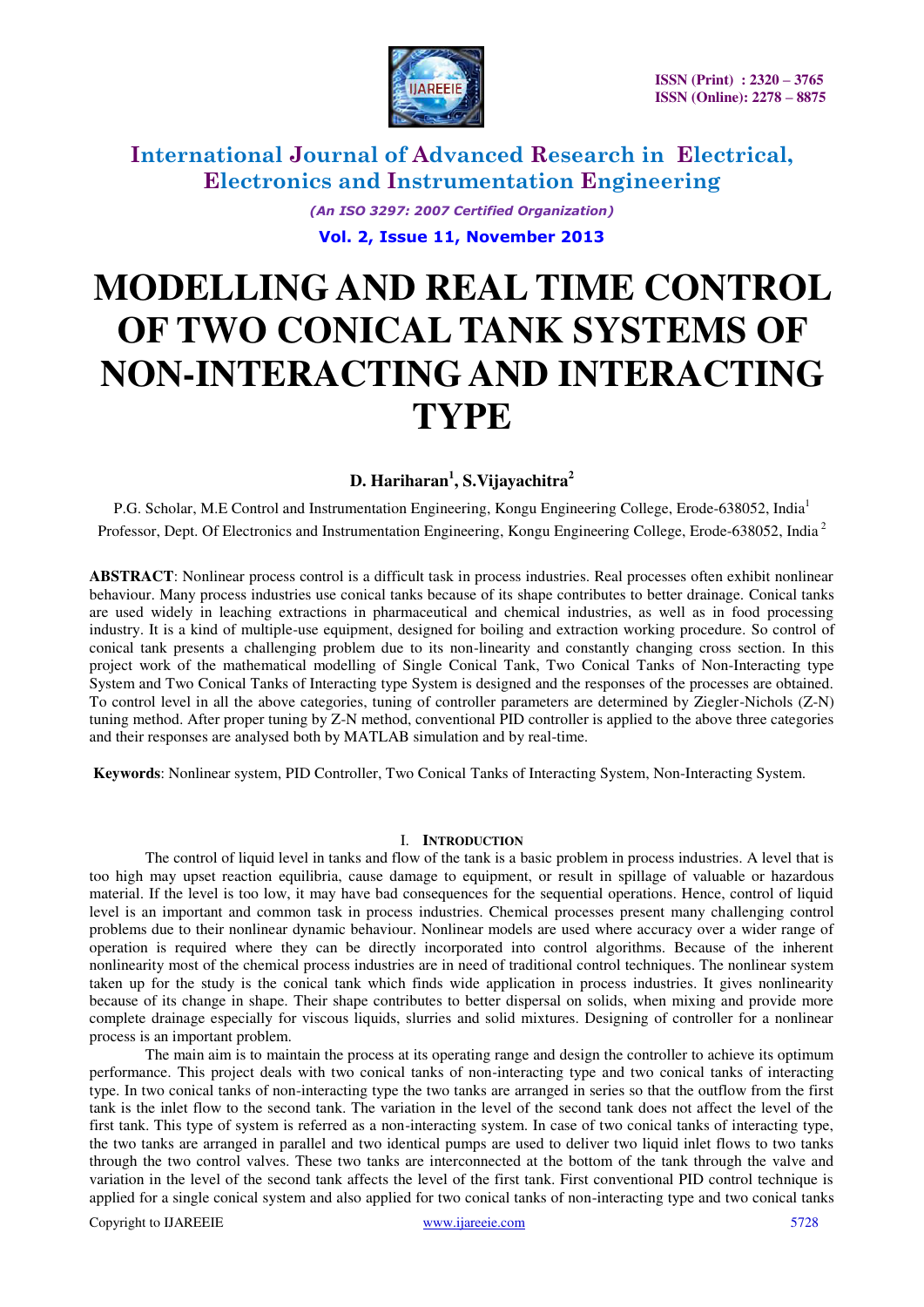# MODELLING AND REAL TIME CONTROL OF TWO CONICAL TANK SYSTEMS OF NON-INTERACTING AND INTERACTING TYPE

**D. Hariharan[1], S.Vijayachitra[2]**

P.G. Scholar, M.E Control and Instrumentation Engineering, Kongu Engineering College, Erode-638052, India[1]

Professor, Dept. Of Electronics and Instrumentation Engineering, Kongu Engineering College, Erode-638052, India[2]

**ABSTRACT**: Nonlinear process control is a difficult task in process industries. Real processes often exhibit nonlinear behaviour. Many process industries use conical tanks because of its shape contributes to better drainage. Conical tanks are used widely in leaching extractions in pharmaceutical and chemical industries, as well as in food processing industry. It is a kind of multiple-use equipment, designed for boiling and extraction working procedure. So control of conical tank presents a challenging problem due to its non-linearity and constantly changing cross section. In this project work of the mathematical modelling of Single Conical Tank, Two Conical Tanks of Non-Interacting type System and Two Conical Tanks of Interacting type System is designed and the responses of the processes are obtained. To control level in all the above categories, tuning of controller parameters are determined by Ziegler-Nichols (Z-N) tuning method. After proper tuning by Z-N method, conventional PID controller is applied to the above three categories and their responses are analysed both by MATLAB simulation and by real-time.

**Keywords**: Nonlinear system, PID Controller, Two Conical Tanks of Interacting System, Non-Interacting System.

## I. INTRODUCTION

The control of liquid level in tanks and flow of the tank is a basic problem in process industries. A level that is too high may upset reaction equilibria, cause damage to equipment, or result in spillage of valuable or hazardous material. If the level is too low, it may have bad consequences for the sequential operations. Hence, control of liquid level is an important and common task in process industries. Chemical processes present many challenging control problems due to their nonlinear dynamic behaviour. Nonlinear models are used where accuracy over a wider range of operation is required where they can be directly incorporated into control algorithms. Because of the inherent nonlinearity most of the chemical process industries are in need of traditional control techniques. The nonlinear system taken up for the study is the conical tank which finds wide application in process industries. It gives nonlinearity because of its change in shape. Their shape contributes to better dispersal on solids, when mixing and provide more complete drainage especially for viscous liquids, slurries and solid mixtures. Designing of controller for a nonlinear process is an important problem.

The main aim is to maintain the process at its operating range and design the controller to achieve its optimum performance. This project deals with two conical tanks of non-interacting type and two conical tanks of interacting type. In two conical tanks of non-interacting type the two tanks are arranged in series so that the outflow from the first tank is the inlet flow to the second tank. The variation in the level of the second tank does not affect the level of the first tank. This type of system is referred as a non-interacting system. In case of two conical tanks of interacting type, the two tanks are arranged in parallel and two identical pumps are used to deliver two liquid inlet flows to two tanks through the two control valves. These two tanks are interconnected at the bottom of the tank through the valve and variation in the level of the second tank affects the level of the first tank. First conventional PID control technique is applied for a single conical system and also applied for two conical tanks of non-interacting type and two conical tanks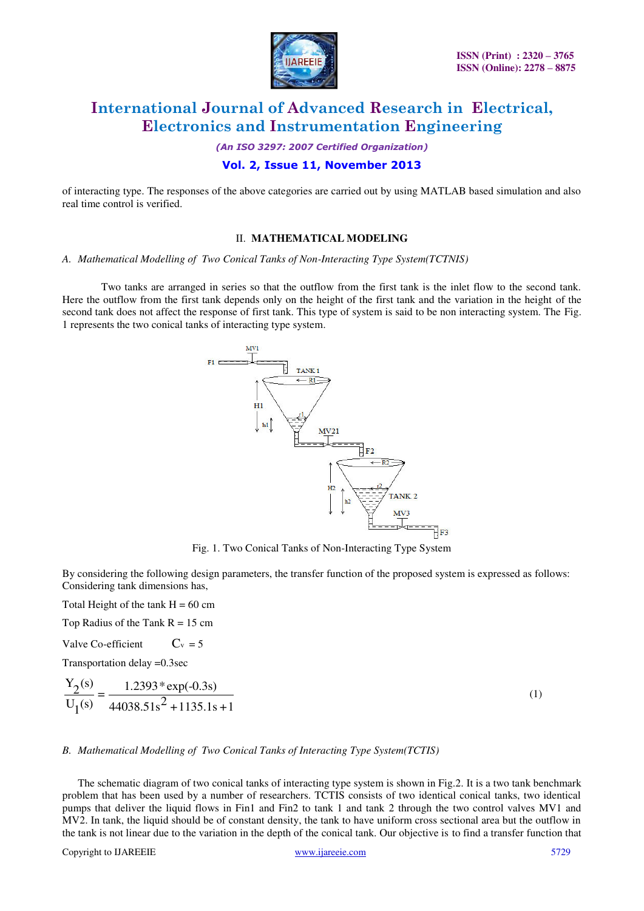of interacting type. The responses of the above categories are carried out by using MATLAB based simulation and also real time control is verified.

## II. MATHEMATICAL MODELING

### *A. Mathematical Modelling of Two Conical Tanks of Non-Interacting Type System(TCTNIS)*

Two tanks are arranged in series so that the outflow from the first tank is the inlet flow to the second tank. Here the outflow from the first tank depends only on the height of the first tank and the variation in the height of the second tank does not affect the response of first tank. This type of system is said to be non interacting system. The Fig. 1 represents the two conical tanks of interacting type system.

Fig. 1. Two Conical Tanks of Non-Interacting Type System

By considering the following design parameters, the transfer function of the proposed system is expressed as follows: Considering tank dimensions has,

Total Height of the tank H = 60 cm

Top Radius of the Tank R = 15 cm

Valve Co-efficient $C_v = 5$

Transportation delay =0.3sec

$$\frac{Y_2(s)}{U_1(s)} = \frac{1.2393 * \exp(-0.3s)}{44038.51s^2 + 1135.1s + 1} \tag{1}$$

### *B. Mathematical Modelling of Two Conical Tanks of Interacting Type System(TCTIS)*

The schematic diagram of two conical tanks of interacting type system is shown in Fig.2. It is a two tank benchmark problem that has been used by a number of researchers. TCTIS consists of two identical conical tanks, two identical pumps that deliver the liquid flows in Fin1 and Fin2 to tank 1 and tank 2 through the two control valves MV1 and MV2. In tank, the liquid should be of constant density, the tank to have uniform cross sectional area but the outflow in the tank is not linear due to the variation in the depth of the conical tank. Our objective is to find a transfer function that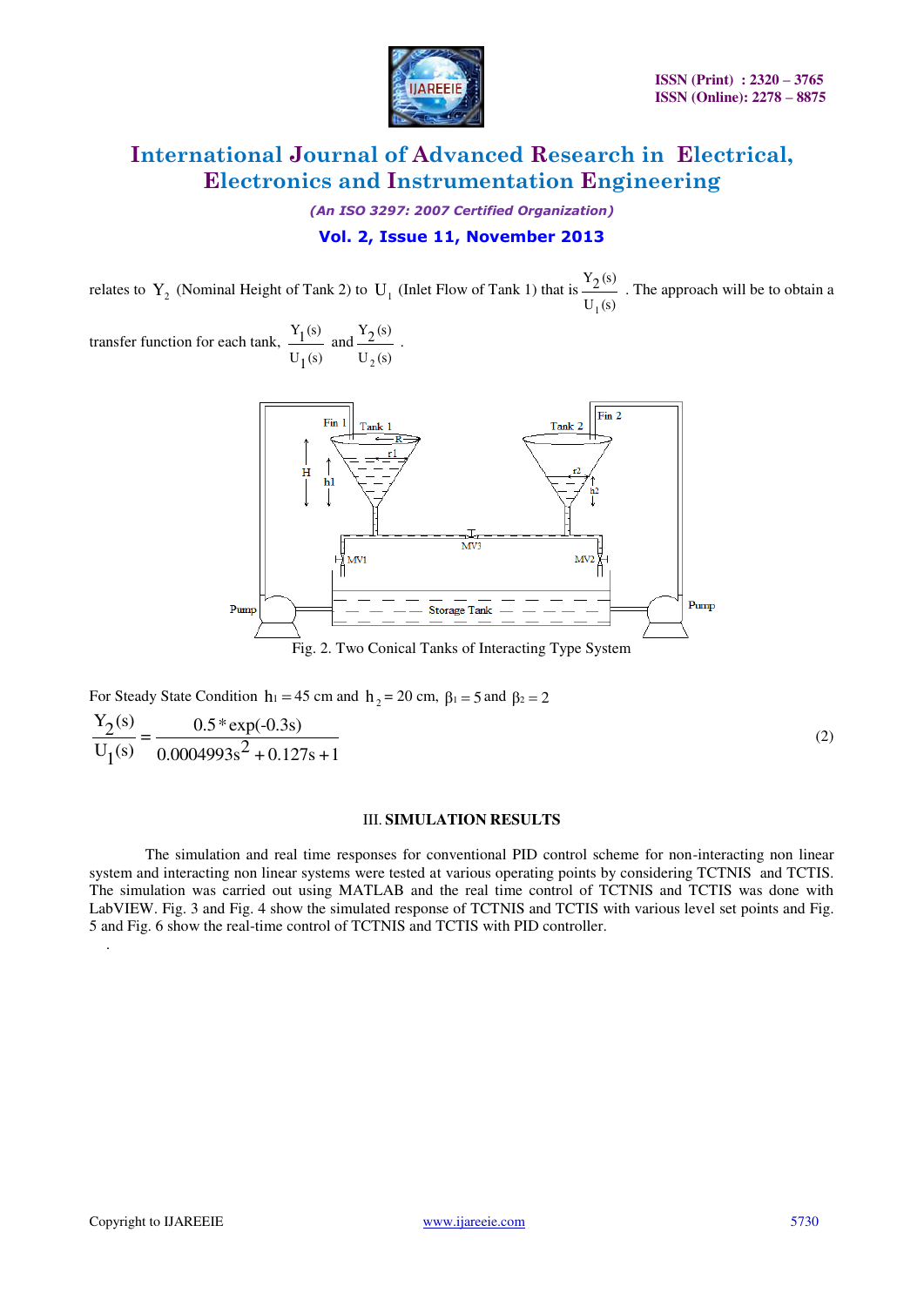relates to $Y_2$ (Nominal Height of Tank 2) to $U_1$ (Inlet Flow of Tank 1) that is $\frac{Y_2(s)}{U_1(s)}$ . The approach will be to obtain a transfer function for each tank, $\frac{Y_1(s)}{U_1(s)}$ and $\frac{Y_2(s)}{U_2(s)}$ .

Fig. 2. Two Conical Tanks of Interacting Type System

For Steady State Condition $h_1 = 45$ cm and $h_2 = 20$ cm, $\beta_1 = 5$ and $\beta_2 = 2$

$$\frac{Y_2(s)}{U_1(s)} = \frac{0.5 * \exp(-0.3s)}{0.0004993s^2 + 0.127s + 1} \tag{2}$$

## III. SIMULATION RESULTS

The simulation and real time responses for conventional PID control scheme for non-interacting non linear system and interacting non linear systems were tested at various operating points by considering TCTNIS and TCTIS. The simulation was carried out using MATLAB and the real time control of TCTNIS and TCTIS was done with LabVIEW. Fig. 3 and Fig. 4 show the simulated response of TCTNIS and TCTIS with various level set points and Fig. 5 and Fig. 6 show the real-time control of TCTNIS and TCTIS with PID controller.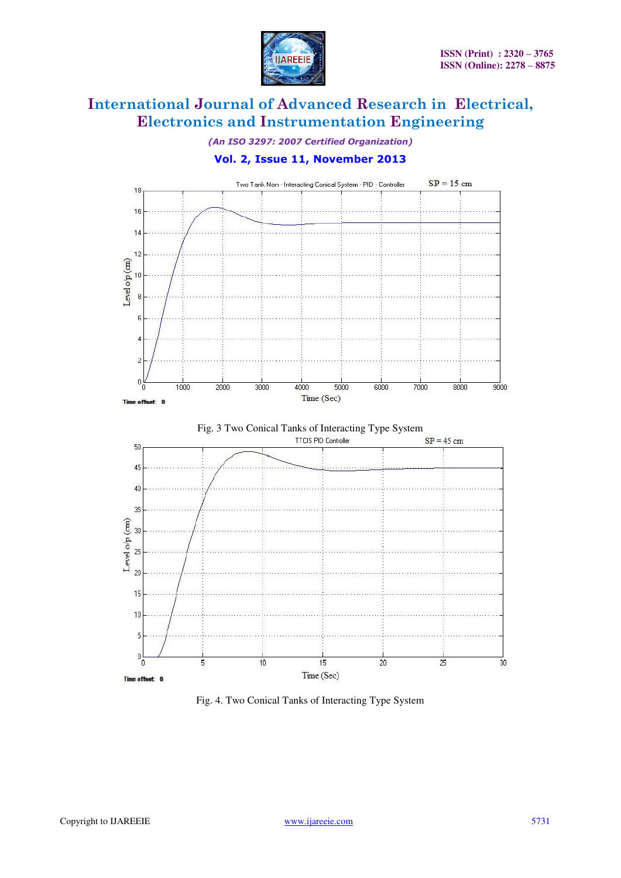Fig. 3 Two Conical Tanks of Interacting Type System

Fig. 4. Two Conical Tanks of Interacting Type System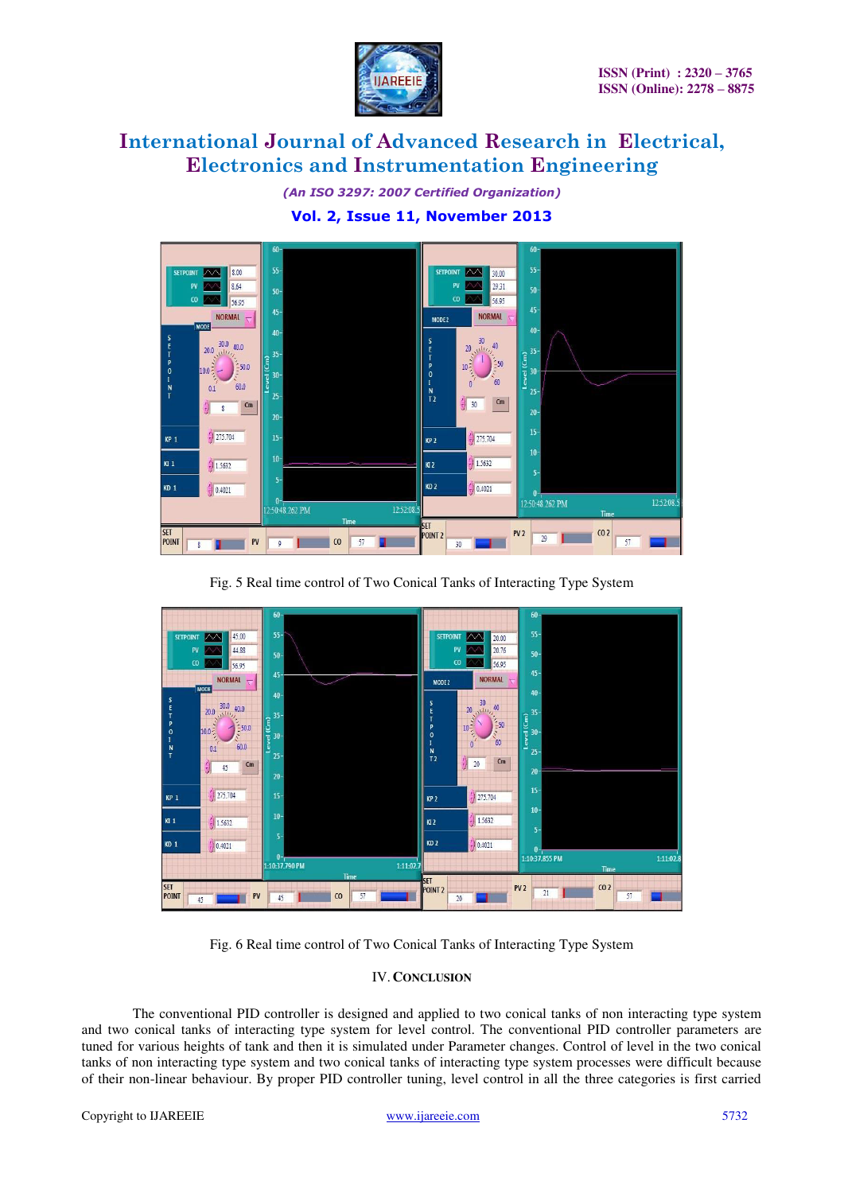Fig. 5 Real time control of Two Conical Tanks of Interacting Type System

Fig. 6 Real time control of Two Conical Tanks of Interacting Type System

## IV. CONCLUSION

The conventional PID controller is designed and applied to two conical tanks of non interacting type system and two conical tanks of interacting type system for level control. The conventional PID controller parameters are tuned for various heights of tank and then it is simulated under Parameter changes. Control of level in the two conical tanks of non interacting type system and two conical tanks of interacting type system processes were difficult because of their non-linear behaviour. By proper PID controller tuning, level control in all the three categories is first carried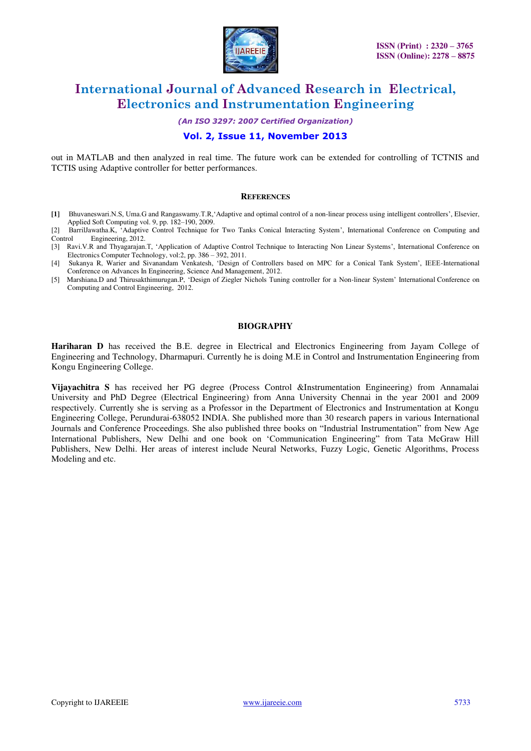out in MATLAB and then analyzed in real time. The future work can be extended for controlling of TCTNIS and TCTIS using Adaptive controller for better performances.

## REFERENCES

**[1]** Bhuvaneswari.N.S, Uma.G and Rangaswamy.T.R,'Adaptive and optimal control of a non-linear process using intelligent controllers', Elsevier, Applied Soft Computing vol. 9, pp. 182–190, 2009.

[2] BarrilJawatha.K, 'Adaptive Control Technique for Two Tanks Conical Interacting System', International Conference on Computing and Control Engineering, 2012.

[3] Ravi.V.R and Thyagarajan.T, 'Application of Adaptive Control Technique to Interacting Non Linear Systems', International Conference on Electronics Computer Technology, vol:2, pp. 386 – 392, 2011.

[4] Sukanya R, Warier and Sivanandam Venkatesh, 'Design of Controllers based on MPC for a Conical Tank System', IEEE-International Conference on Advances In Engineering, Science And Management, 2012.

[5] Marshiana.D and Thirusakthimurugan.P, 'Design of Ziegler Nichols Tuning controller for a Non-linear System' International Conference on Computing and Control Engineering, 2012.

## BIOGRAPHY

**Hariharan D** has received the B.E. degree in Electrical and Electronics Engineering from Jayam College of Engineering and Technology, Dharmapuri. Currently he is doing M.E in Control and Instrumentation Engineering from Kongu Engineering College.

**Vijayachitra S** has received her PG degree (Process Control &Instrumentation Engineering) from Annamalai University and PhD Degree (Electrical Engineering) from Anna University Chennai in the year 2001 and 2009 respectively. Currently she is serving as a Professor in the Department of Electronics and Instrumentation at Kongu Engineering College, Perundurai-638052 INDIA. She published more than 30 research papers in various International Journals and Conference Proceedings. She also published three books on "Industrial Instrumentation" from New Age International Publishers, New Delhi and one book on 'Communication Engineering" from Tata McGraw Hill Publishers, New Delhi. Her areas of interest include Neural Networks, Fuzzy Logic, Genetic Algorithms, Process Modeling and etc.